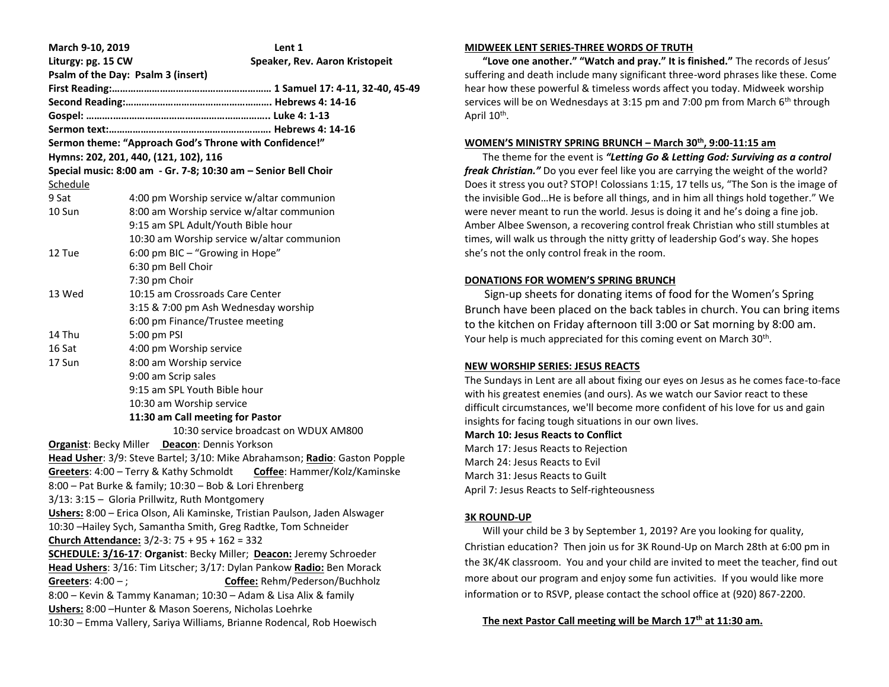**March 9-10, 2019** **Lent 1**

**Liturgy: pg. 15 CW** **Speaker, Rev. Aaron Kristopeit**

**Psalm of the Day: Psalm 3 (insert)**

**First Reading:…………………………………………………… 1 Samuel 17: 4-11, 32-40, 45-49**

**Second Reading:……………………………………………….. Hebrews 4: 14-16**

**Gospel: …….………………………………………………….. Luke 4: 1-13**

**Sermon text:…………………………………………………… Hebrews 4: 14-16**

**Sermon theme: "Approach God's Throne with Confidence!"**

**Hymns: 202, 201, 440, (121, 102), 116**

**Special music: 8:00 am - Gr. 7-8; 10:30 am – Senior Bell Choir**

Schedule

| | |
|---|---|
| 9 Sat | 4:00 pm Worship service w/altar communion |
| 10 Sun | 8:00 am Worship service w/altar communion |
| | 9:15 am SPL Adult/Youth Bible hour |
| | 10:30 am Worship service w/altar communion |
| 12 Tue | 6:00 pm BIC – "Growing in Hope" |
| | 6:30 pm Bell Choir |
| | 7:30 pm Choir |
| 13 Wed | 10:15 am Crossroads Care Center |
| | 3:15 & 7:00 pm Ash Wednesday worship |
| | 6:00 pm Finance/Trustee meeting |
| 14 Thu | 5:00 pm PSI |
| 16 Sat | 4:00 pm Worship service |
| 17 Sun | 8:00 am Worship service |
| | 9:00 am Scrip sales |
| | 9:15 am SPL Youth Bible hour |
| | 10:30 am Worship service |
| | **11:30 am Call meeting for Pastor** |

10:30 service broadcast on WDUX AM800

**Organist**: Becky Miller **Deacon**: Dennis Yorkson

**Head Usher**: 3/9: Steve Bartel; 3/10: Mike Abrahamson; **Radio**: Gaston Popple

**Greeters**: 4:00 – Terry & Kathy Schmoldt **Coffee**: Hammer/Kolz/Kaminske

8:00 – Pat Burke & family; 10:30 – Bob & Lori Ehrenberg

3/13: 3:15 – Gloria Prillwitz, Ruth Montgomery

**Ushers:** 8:00 – Erica Olson, Ali Kaminske, Tristian Paulson, Jaden Alswager

10:30 –Hailey Sych, Samantha Smith, Greg Radtke, Tom Schneider

**Church Attendance:** 3/2-3: 75 + 95 + 162 = 332

**SCHEDULE: 3/16-17**: **Organist**: Becky Miller; **Deacon:** Jeremy Schroeder

**Head Ushers**: 3/16: Tim Litscher; 3/17: Dylan Pankow **Radio:** Ben Morack

**Greeters**: 4:00 – ; **Coffee:** Rehm/Pederson/Buchholz

8:00 – Kevin & Tammy Kanaman; 10:30 – Adam & Lisa Alix & family

**Ushers:** 8:00 –Hunter & Mason Soerens, Nicholas Loehrke

10:30 – Emma Vallery, Sariya Williams, Brianne Rodencal, Rob Hoewisch

## MIDWEEK LENT SERIES-THREE WORDS OF TRUTH

**"Love one another." "Watch and pray." It is finished."** The records of Jesus' suffering and death include many significant three-word phrases like these. Come hear how these powerful & timeless words affect you today. Midweek worship services will be on Wednesdays at 3:15 pm and 7:00 pm from March 6th through April 10th.

## WOMEN'S MINISTRY SPRING BRUNCH – March 30th, 9:00-11:15 am

The theme for the event is ***"Letting Go & Letting God: Surviving as a control freak Christian."*** Do you ever feel like you are carrying the weight of the world? Does it stress you out? STOP! Colossians 1:15, 17 tells us, "The Son is the image of the invisible God…He is before all things, and in him all things hold together." We were never meant to run the world. Jesus is doing it and he's doing a fine job. Amber Albee Swenson, a recovering control freak Christian who still stumbles at times, will walk us through the nitty gritty of leadership God's way. She hopes she's not the only control freak in the room.

## DONATIONS FOR WOMEN'S SPRING BRUNCH

Sign-up sheets for donating items of food for the Women's Spring Brunch have been placed on the back tables in church. You can bring items to the kitchen on Friday afternoon till 3:00 or Sat morning by 8:00 am. Your help is much appreciated for this coming event on March 30th.

## NEW WORSHIP SERIES: JESUS REACTS

The Sundays in Lent are all about fixing our eyes on Jesus as he comes face-to-face with his greatest enemies (and ours). As we watch our Savior react to these difficult circumstances, we'll become more confident of his love for us and gain insights for facing tough situations in our own lives.

**March 10: Jesus Reacts to Conflict**

March 17: Jesus Reacts to Rejection

March 24: Jesus Reacts to Evil

March 31: Jesus Reacts to Guilt

April 7: Jesus Reacts to Self-righteousness

## 3K ROUND-UP

Will your child be 3 by September 1, 2019? Are you looking for quality, Christian education? Then join us for 3K Round-Up on March 28th at 6:00 pm in the 3K/4K classroom. You and your child are invited to meet the teacher, find out more about our program and enjoy some fun activities. If you would like more information or to RSVP, please contact the school office at (920) 867-2200.

**The next Pastor Call meeting will be March 17th at 11:30 am.**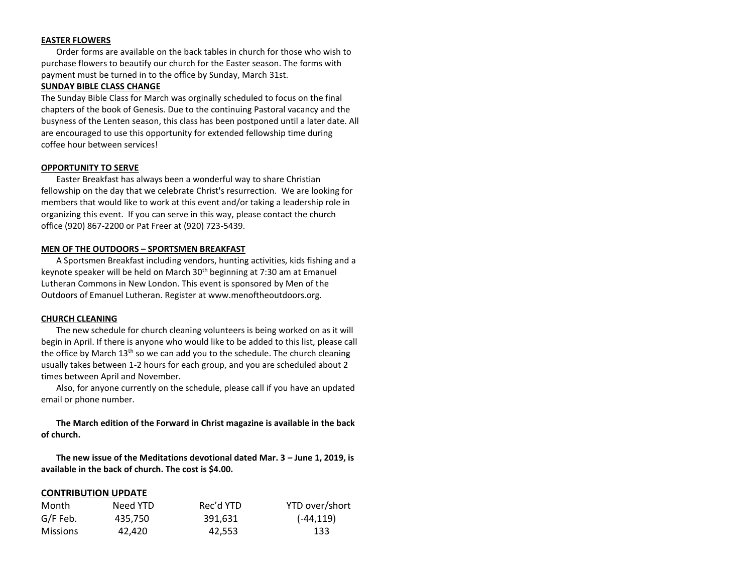**EASTER FLOWERS**

Order forms are available on the back tables in church for those who wish to purchase flowers to beautify our church for the Easter season. The forms with payment must be turned in to the office by Sunday, March 31st.

**SUNDAY BIBLE CLASS CHANGE**

The Sunday Bible Class for March was orginally scheduled to focus on the final chapters of the book of Genesis. Due to the continuing Pastoral vacancy and the busyness of the Lenten season, this class has been postponed until a later date. All are encouraged to use this opportunity for extended fellowship time during coffee hour between services!

**OPPORTUNITY TO SERVE**

Easter Breakfast has always been a wonderful way to share Christian fellowship on the day that we celebrate Christ's resurrection. We are looking for members that would like to work at this event and/or taking a leadership role in organizing this event. If you can serve in this way, please contact the church office (920) 867-2200 or Pat Freer at (920) 723-5439.

**MEN OF THE OUTDOORS – SPORTSMEN BREAKFAST**

A Sportsmen Breakfast including vendors, hunting activities, kids fishing and a keynote speaker will be held on March 30th beginning at 7:30 am at Emanuel Lutheran Commons in New London. This event is sponsored by Men of the Outdoors of Emanuel Lutheran. Register at www.menoftheoutdoors.org.

**CHURCH CLEANING**

The new schedule for church cleaning volunteers is being worked on as it will begin in April. If there is anyone who would like to be added to this list, please call the office by March 13th so we can add you to the schedule. The church cleaning usually takes between 1-2 hours for each group, and you are scheduled about 2 times between April and November.

Also, for anyone currently on the schedule, please call if you have an updated email or phone number.

**The March edition of the Forward in Christ magazine is available in the back of church.**

**The new issue of the Meditations devotional dated Mar. 3 – June 1, 2019, is available in the back of church. The cost is $4.00.**

**CONTRIBUTION UPDATE**

| Month | Need YTD | Rec'd YTD | YTD over/short |
|---|---|---|---|
| G/F Feb. | 435,750 | 391,631 | (-44,119) |
| Missions | 42,420 | 42,553 | 133 |